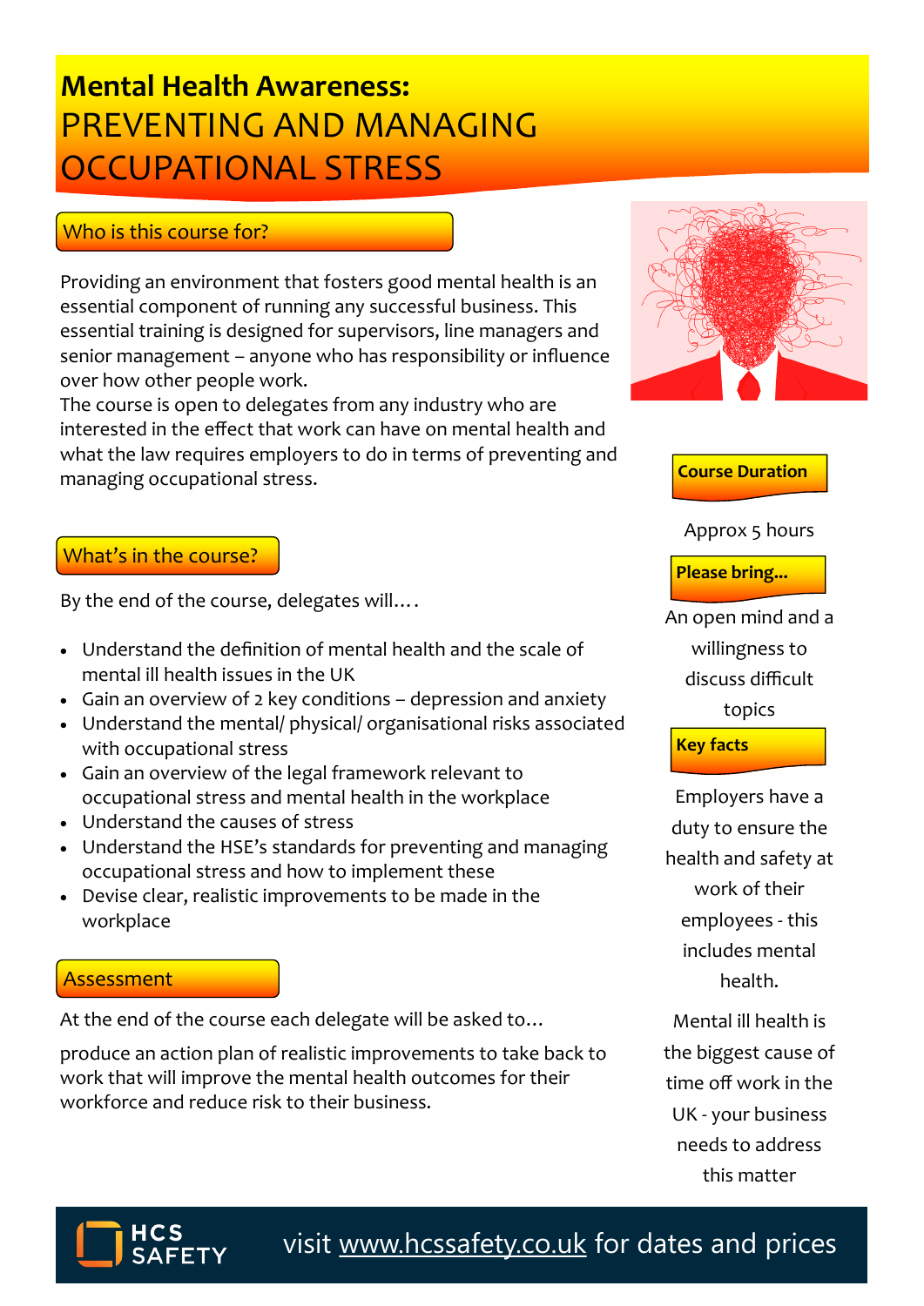# Mental Health Awareness: PREVENTING AND MANAGING OCCUPATIONAL STRESS

## Who is this course for?

Providing an environment that fosters good mental health is an essential component of running any successful business. This essential training is designed for supervisors, line managers and senior management – anyone who has responsibility or influence over how other people work.

The course is open to delegates from any industry who are interested in the effect that work can have on mental health and what the law requires employers to do in terms of preventing and managing occupational stress.

## What's in the course?

By the end of the course, delegates will….

- Understand the definition of mental health and the scale of mental ill health issues in the UK
- Gain an overview of 2 key conditions – depression and anxiety
- Understand the mental/ physical/ organisational risks associated with occupational stress
- Gain an overview of the legal framework relevant to occupational stress and mental health in the workplace
- Understand the causes of stress
- Understand the HSE's standards for preventing and managing occupational stress and how to implement these
- Devise clear, realistic improvements to be made in the workplace

## Assessment

At the end of the course each delegate will be asked to…

produce an action plan of realistic improvements to take back to work that will improve the mental health outcomes for their workforce and reduce risk to their business.

**Course Duration**

Approx 5 hours

**Please bring...**

An open mind and a willingness to discuss difficult topics

**Key facts**

Employers have a duty to ensure the health and safety at work of their employees - this includes mental health.

Mental ill health is the biggest cause of time off work in the UK - your business needs to address this matter

HCS SAFETY

visit www.hcssafety.co.uk for dates and prices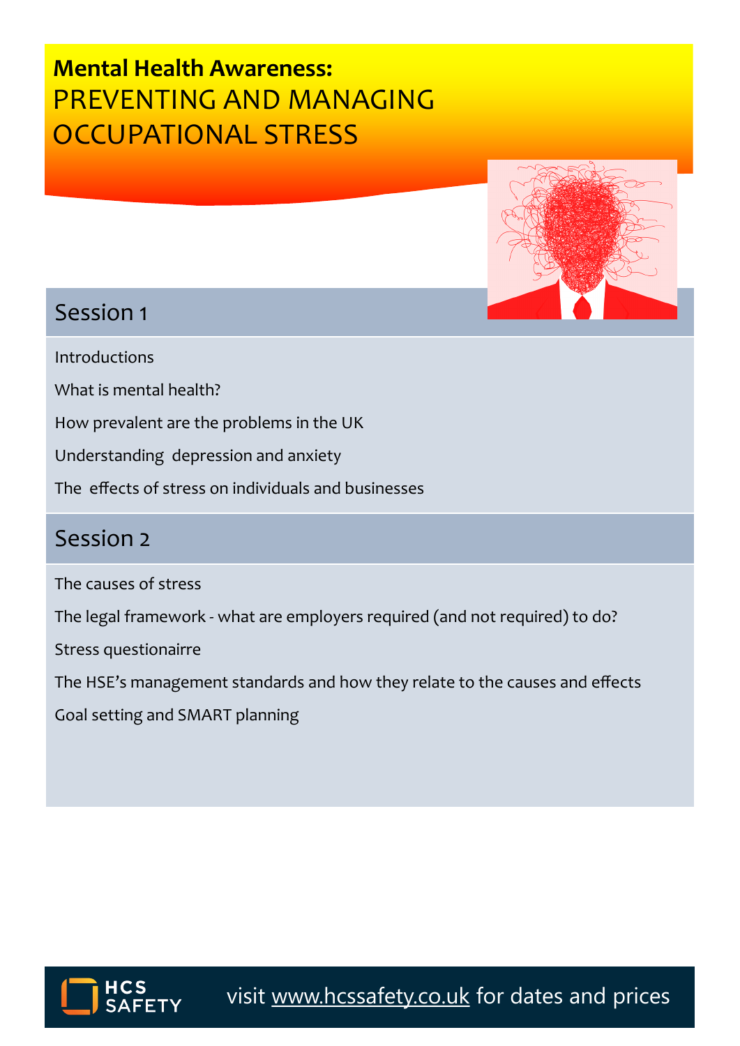# Mental Health Awareness:
# PREVENTING AND MANAGING OCCUPATIONAL STRESS

## Session 1

Introductions

What is mental health?

How prevalent are the problems in the UK

Understanding depression and anxiety

The effects of stress on individuals and businesses

## Session 2

The causes of stress

The legal framework - what are employers required (and not required) to do?

Stress questionairre

The HSE's management standards and how they relate to the causes and effects

Goal setting and SMART planning

HCS SAFETY

visit www.hcssafety.co.uk for dates and prices